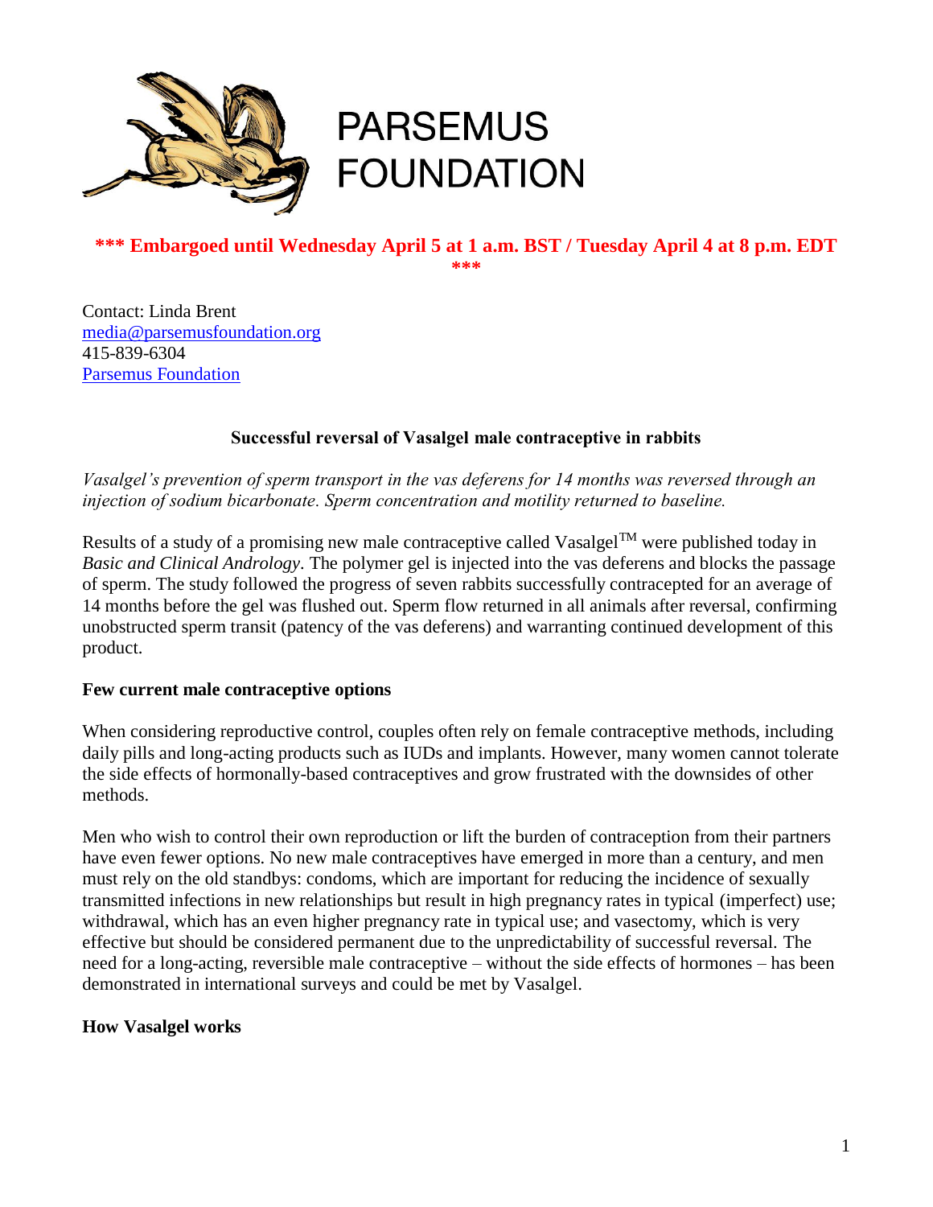# PARSEMUS FOUNDATION

**\*\*\* Embargoed until Wednesday April 5 at 1 a.m. BST / Tuesday April 4 at 8 p.m. EDT \*\*\***

Contact: Linda Brent
media@parsemusfoundation.org
415-839-6304
Parsemus Foundation

## Successful reversal of Vasalgel male contraceptive in rabbits

*Vasalgel's prevention of sperm transport in the vas deferens for 14 months was reversed through an injection of sodium bicarbonate. Sperm concentration and motility returned to baseline.*

Results of a study of a promising new male contraceptive called Vasalgel™ were published today in *Basic and Clinical Andrology*. The polymer gel is injected into the vas deferens and blocks the passage of sperm. The study followed the progress of seven rabbits successfully contracepted for an average of 14 months before the gel was flushed out. Sperm flow returned in all animals after reversal, confirming unobstructed sperm transit (patency of the vas deferens) and warranting continued development of this product.

### Few current male contraceptive options

When considering reproductive control, couples often rely on female contraceptive methods, including daily pills and long-acting products such as IUDs and implants. However, many women cannot tolerate the side effects of hormonally-based contraceptives and grow frustrated with the downsides of other methods.

Men who wish to control their own reproduction or lift the burden of contraception from their partners have even fewer options. No new male contraceptives have emerged in more than a century, and men must rely on the old standbys: condoms, which are important for reducing the incidence of sexually transmitted infections in new relationships but result in high pregnancy rates in typical (imperfect) use; withdrawal, which has an even higher pregnancy rate in typical use; and vasectomy, which is very effective but should be considered permanent due to the unpredictability of successful reversal. The need for a long-acting, reversible male contraceptive – without the side effects of hormones – has been demonstrated in international surveys and could be met by Vasalgel.

### How Vasalgel works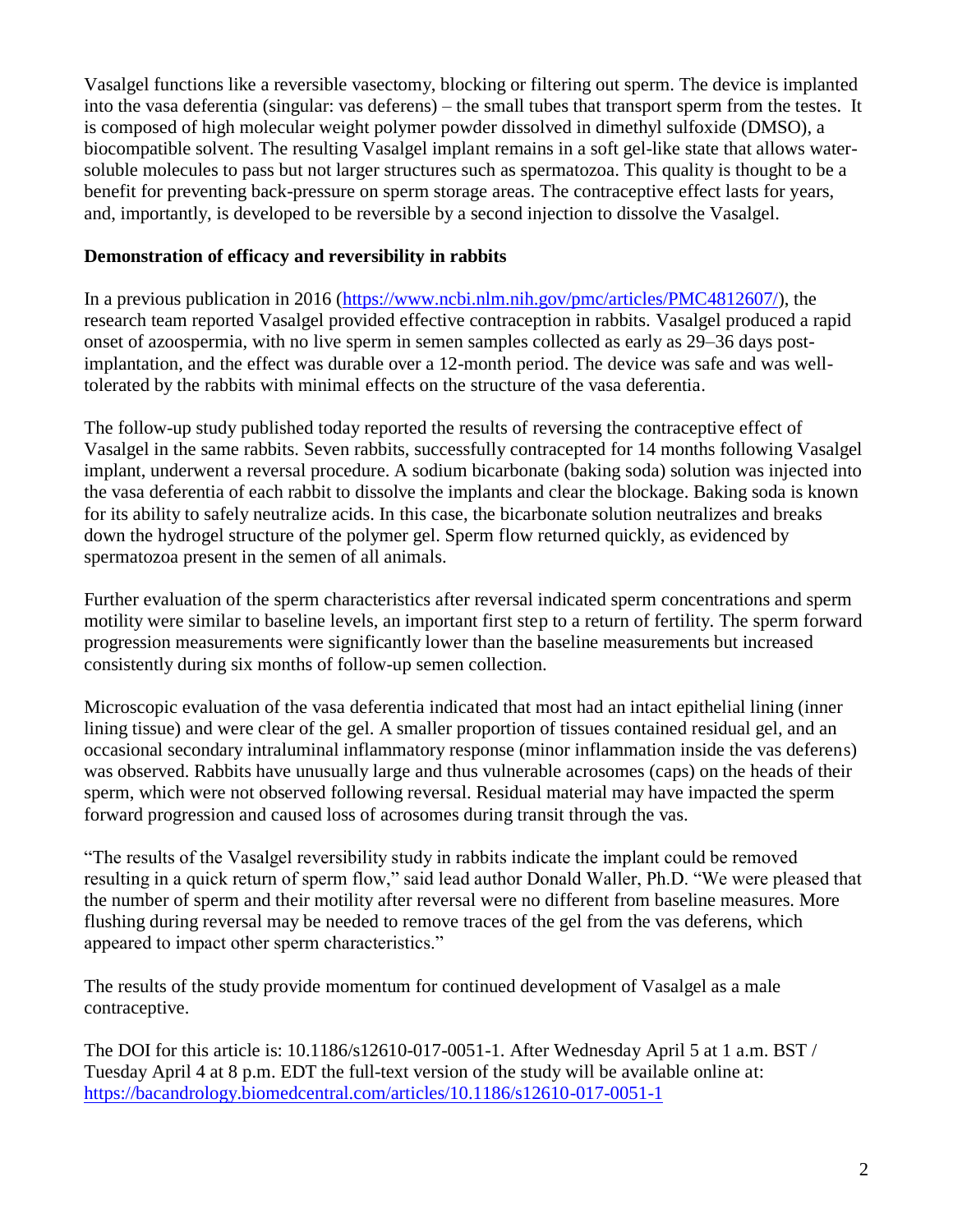Vasalgel functions like a reversible vasectomy, blocking or filtering out sperm. The device is implanted into the vasa deferentia (singular: vas deferens) – the small tubes that transport sperm from the testes. It is composed of high molecular weight polymer powder dissolved in dimethyl sulfoxide (DMSO), a biocompatible solvent. The resulting Vasalgel implant remains in a soft gel-like state that allows water-soluble molecules to pass but not larger structures such as spermatozoa. This quality is thought to be a benefit for preventing back-pressure on sperm storage areas. The contraceptive effect lasts for years, and, importantly, is developed to be reversible by a second injection to dissolve the Vasalgel.

**Demonstration of efficacy and reversibility in rabbits**

In a previous publication in 2016 (https://www.ncbi.nlm.nih.gov/pmc/articles/PMC4812607/), the research team reported Vasalgel provided effective contraception in rabbits. Vasalgel produced a rapid onset of azoospermia, with no live sperm in semen samples collected as early as 29–36 days post-implantation, and the effect was durable over a 12-month period. The device was safe and was well-tolerated by the rabbits with minimal effects on the structure of the vasa deferentia.

The follow-up study published today reported the results of reversing the contraceptive effect of Vasalgel in the same rabbits. Seven rabbits, successfully contracepted for 14 months following Vasalgel implant, underwent a reversal procedure. A sodium bicarbonate (baking soda) solution was injected into the vasa deferentia of each rabbit to dissolve the implants and clear the blockage. Baking soda is known for its ability to safely neutralize acids. In this case, the bicarbonate solution neutralizes and breaks down the hydrogel structure of the polymer gel. Sperm flow returned quickly, as evidenced by spermatozoa present in the semen of all animals.

Further evaluation of the sperm characteristics after reversal indicated sperm concentrations and sperm motility were similar to baseline levels, an important first step to a return of fertility. The sperm forward progression measurements were significantly lower than the baseline measurements but increased consistently during six months of follow-up semen collection.

Microscopic evaluation of the vasa deferentia indicated that most had an intact epithelial lining (inner lining tissue) and were clear of the gel. A smaller proportion of tissues contained residual gel, and an occasional secondary intraluminal inflammatory response (minor inflammation inside the vas deferens) was observed. Rabbits have unusually large and thus vulnerable acrosomes (caps) on the heads of their sperm, which were not observed following reversal. Residual material may have impacted the sperm forward progression and caused loss of acrosomes during transit through the vas.

"The results of the Vasalgel reversibility study in rabbits indicate the implant could be removed resulting in a quick return of sperm flow," said lead author Donald Waller, Ph.D. "We were pleased that the number of sperm and their motility after reversal were no different from baseline measures. More flushing during reversal may be needed to remove traces of the gel from the vas deferens, which appeared to impact other sperm characteristics."

The results of the study provide momentum for continued development of Vasalgel as a male contraceptive.

The DOI for this article is: 10.1186/s12610-017-0051-1. After Wednesday April 5 at 1 a.m. BST / Tuesday April 4 at 8 p.m. EDT the full-text version of the study will be available online at: https://bacandrology.biomedcentral.com/articles/10.1186/s12610-017-0051-1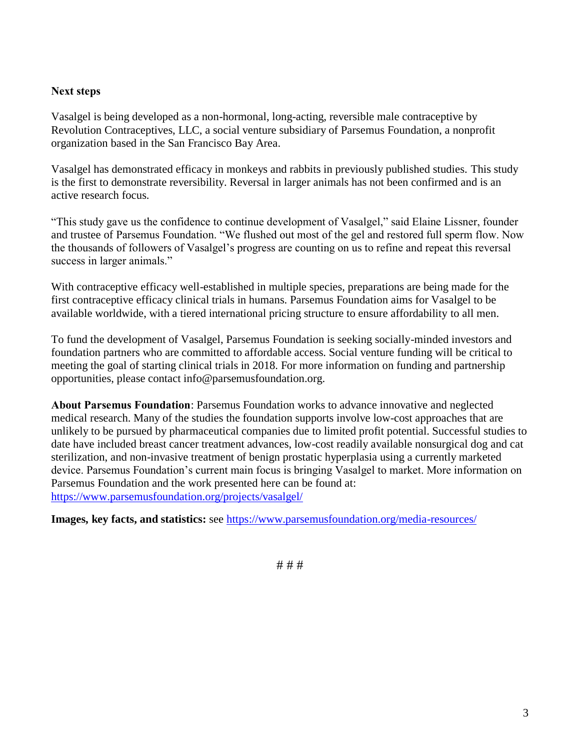**Next steps**

Vasalgel is being developed as a non-hormonal, long-acting, reversible male contraceptive by Revolution Contraceptives, LLC, a social venture subsidiary of Parsemus Foundation, a nonprofit organization based in the San Francisco Bay Area.

Vasalgel has demonstrated efficacy in monkeys and rabbits in previously published studies. This study is the first to demonstrate reversibility. Reversal in larger animals has not been confirmed and is an active research focus.

"This study gave us the confidence to continue development of Vasalgel," said Elaine Lissner, founder and trustee of Parsemus Foundation. "We flushed out most of the gel and restored full sperm flow. Now the thousands of followers of Vasalgel's progress are counting on us to refine and repeat this reversal success in larger animals."

With contraceptive efficacy well-established in multiple species, preparations are being made for the first contraceptive efficacy clinical trials in humans. Parsemus Foundation aims for Vasalgel to be available worldwide, with a tiered international pricing structure to ensure affordability to all men.

To fund the development of Vasalgel, Parsemus Foundation is seeking socially-minded investors and foundation partners who are committed to affordable access. Social venture funding will be critical to meeting the goal of starting clinical trials in 2018. For more information on funding and partnership opportunities, please contact info@parsemusfoundation.org.

**About Parsemus Foundation**: Parsemus Foundation works to advance innovative and neglected medical research. Many of the studies the foundation supports involve low-cost approaches that are unlikely to be pursued by pharmaceutical companies due to limited profit potential. Successful studies to date have included breast cancer treatment advances, low-cost readily available nonsurgical dog and cat sterilization, and non-invasive treatment of benign prostatic hyperplasia using a currently marketed device. Parsemus Foundation's current main focus is bringing Vasalgel to market. More information on Parsemus Foundation and the work presented here can be found at: https://www.parsemusfoundation.org/projects/vasalgel/

**Images, key facts, and statistics:** see https://www.parsemusfoundation.org/media-resources/

# # #